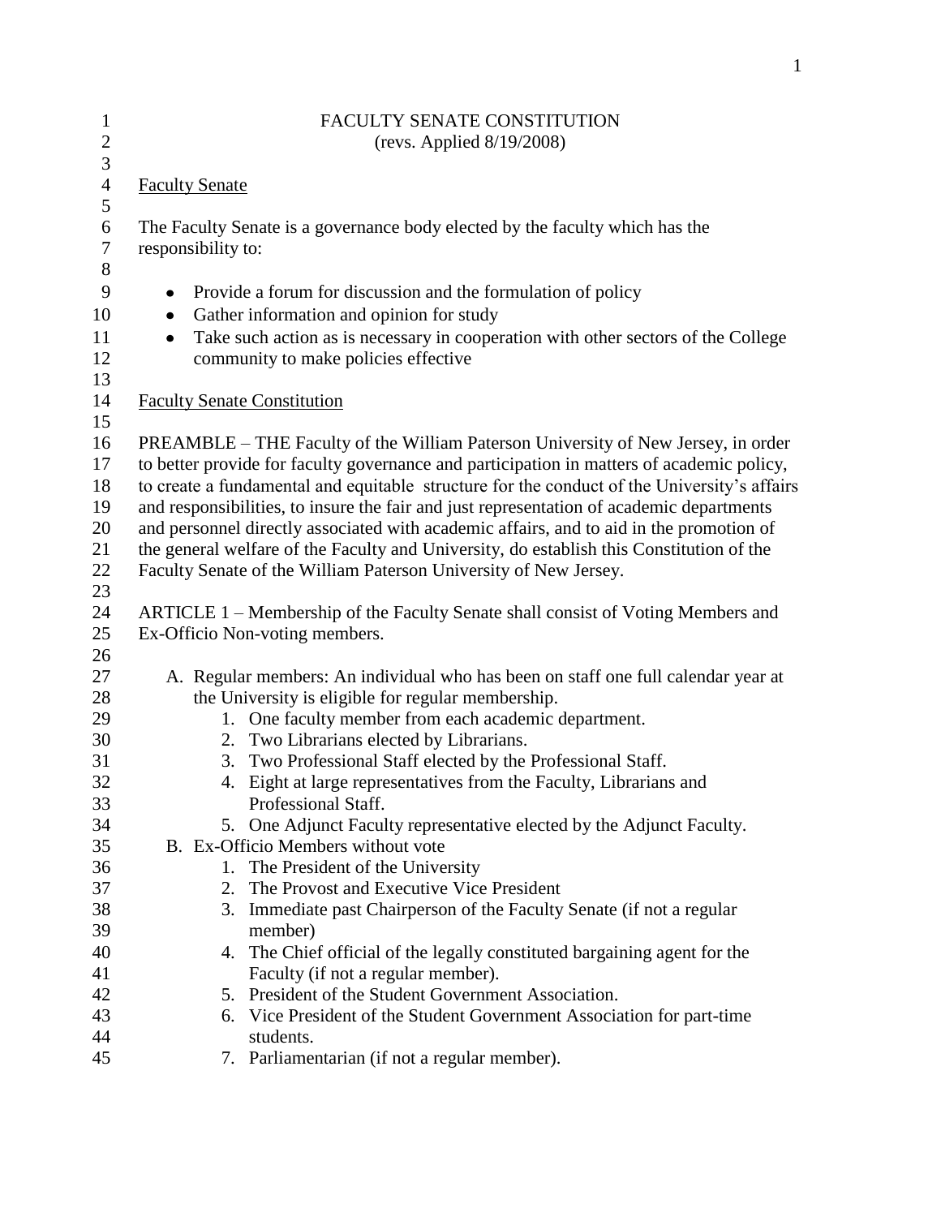# FACULTY SENATE CONSTITUTION

(revs. Applied 8/19/2008)

## Faculty Senate

The Faculty Senate is a governance body elected by the faculty which has the responsibility to:

- Provide a forum for discussion and the formulation of policy
- Gather information and opinion for study
- Take such action as is necessary in cooperation with other sectors of the College community to make policies effective

## Faculty Senate Constitution

PREAMBLE – THE Faculty of the William Paterson University of New Jersey, in order to better provide for faculty governance and participation in matters of academic policy, to create a fundamental and equitable structure for the conduct of the University's affairs and responsibilities, to insure the fair and just representation of academic departments and personnel directly associated with academic affairs, and to aid in the promotion of the general welfare of the Faculty and University, do establish this Constitution of the Faculty Senate of the William Paterson University of New Jersey.

ARTICLE 1 – Membership of the Faculty Senate shall consist of Voting Members and Ex-Officio Non-voting members.

A. Regular members: An individual who has been on staff one full calendar year at the University is eligible for regular membership.
   1. One faculty member from each academic department.
   2. Two Librarians elected by Librarians.
   3. Two Professional Staff elected by the Professional Staff.
   4. Eight at large representatives from the Faculty, Librarians and Professional Staff.
   5. One Adjunct Faculty representative elected by the Adjunct Faculty.
B. Ex-Officio Members without vote
   1. The President of the University
   2. The Provost and Executive Vice President
   3. Immediate past Chairperson of the Faculty Senate (if not a regular member)
   4. The Chief official of the legally constituted bargaining agent for the Faculty (if not a regular member).
   5. President of the Student Government Association.
   6. Vice President of the Student Government Association for part-time students.
   7. Parliamentarian (if not a regular member).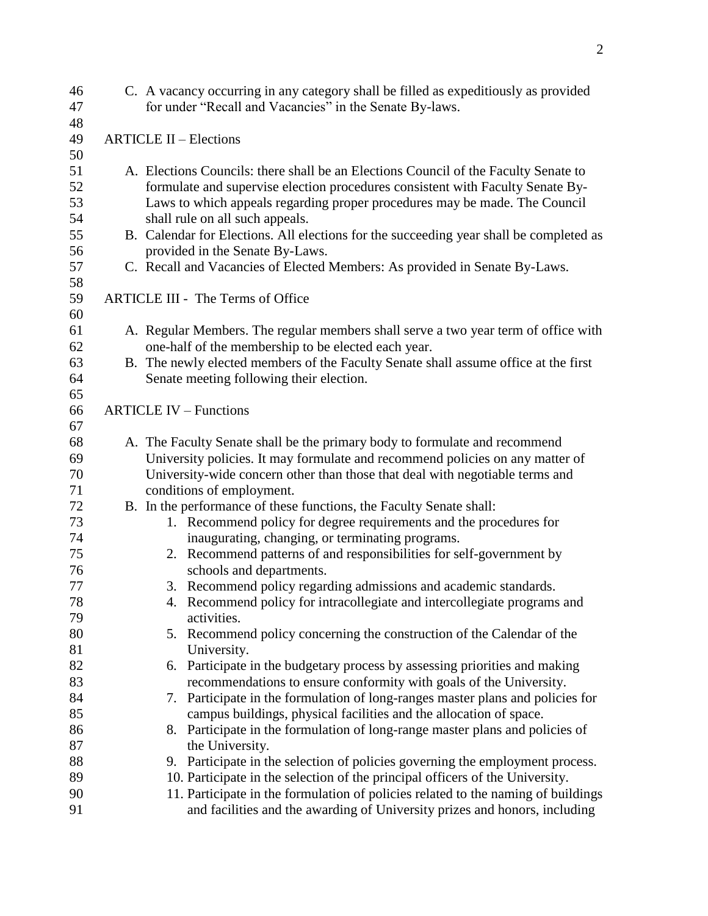C. A vacancy occurring in any category shall be filled as expeditiously as provided for under "Recall and Vacancies" in the Senate By-laws.

## ARTICLE II – Elections

A. Elections Councils: there shall be an Elections Council of the Faculty Senate to formulate and supervise election procedures consistent with Faculty Senate By-Laws to which appeals regarding proper procedures may be made. The Council shall rule on all such appeals.

B. Calendar for Elections. All elections for the succeeding year shall be completed as provided in the Senate By-Laws.

C. Recall and Vacancies of Elected Members: As provided in Senate By-Laws.

## ARTICLE III - The Terms of Office

A. Regular Members. The regular members shall serve a two year term of office with one-half of the membership to be elected each year.

B. The newly elected members of the Faculty Senate shall assume office at the first Senate meeting following their election.

## ARTICLE IV – Functions

A. The Faculty Senate shall be the primary body to formulate and recommend University policies. It may formulate and recommend policies on any matter of University-wide concern other than those that deal with negotiable terms and conditions of employment.

B. In the performance of these functions, the Faculty Senate shall:

1. Recommend policy for degree requirements and the procedures for inaugurating, changing, or terminating programs.
2. Recommend patterns of and responsibilities for self-government by schools and departments.
3. Recommend policy regarding admissions and academic standards.
4. Recommend policy for intracollegiate and intercollegiate programs and activities.
5. Recommend policy concerning the construction of the Calendar of the University.
6. Participate in the budgetary process by assessing priorities and making recommendations to ensure conformity with goals of the University.
7. Participate in the formulation of long-ranges master plans and policies for campus buildings, physical facilities and the allocation of space.
8. Participate in the formulation of long-range master plans and policies of the University.
9. Participate in the selection of policies governing the employment process.
10. Participate in the selection of the principal officers of the University.
11. Participate in the formulation of policies related to the naming of buildings and facilities and the awarding of University prizes and honors, including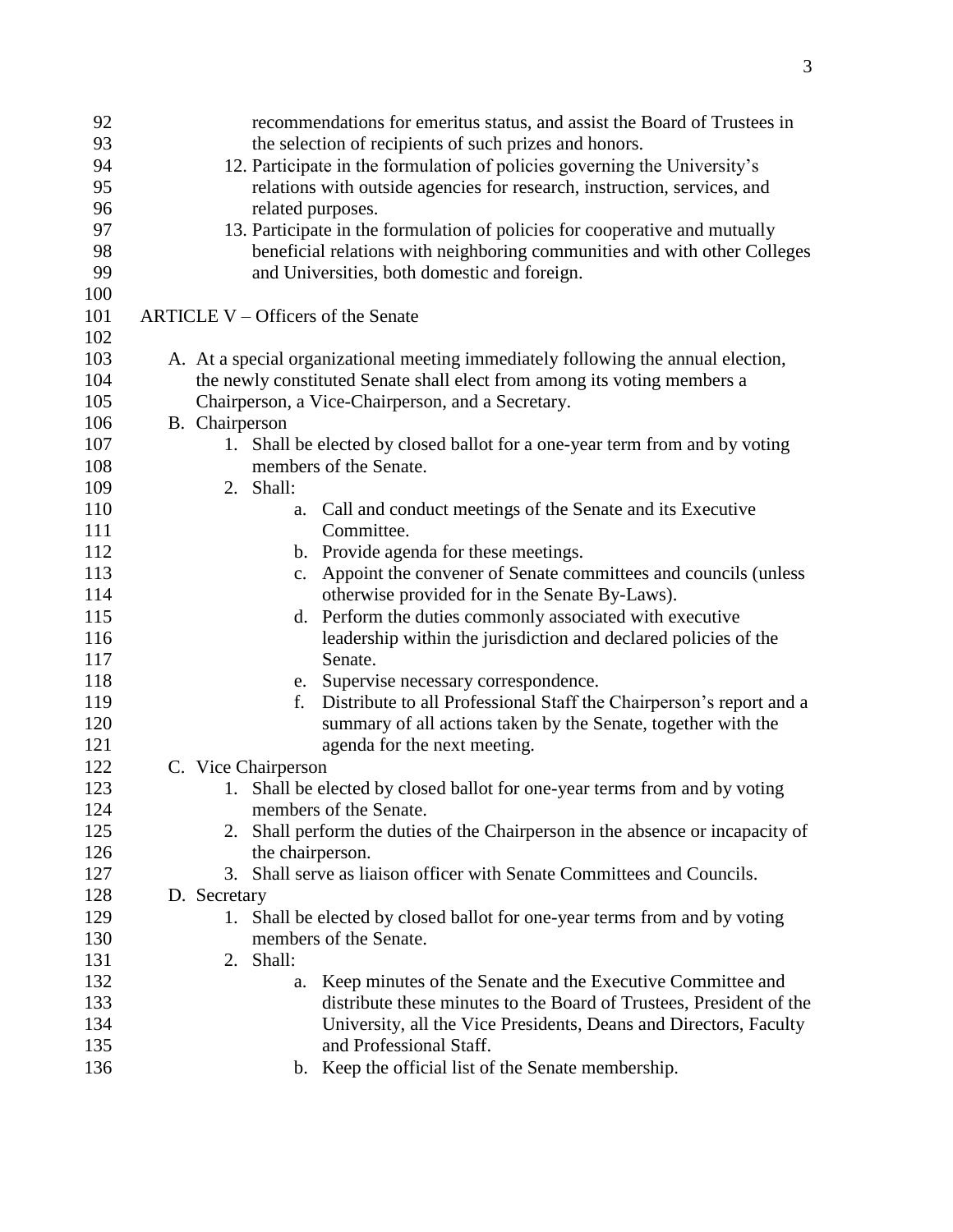recommendations for emeritus status, and assist the Board of Trustees in the selection of recipients of such prizes and honors.

12. Participate in the formulation of policies governing the University's relations with outside agencies for research, instruction, services, and related purposes.
13. Participate in the formulation of policies for cooperative and mutually beneficial relations with neighboring communities and with other Colleges and Universities, both domestic and foreign.

## ARTICLE V – Officers of the Senate

A. At a special organizational meeting immediately following the annual election, the newly constituted Senate shall elect from among its voting members a Chairperson, a Vice-Chairperson, and a Secretary.

B. Chairperson
   1. Shall be elected by closed ballot for a one-year term from and by voting members of the Senate.
   2. Shall:
      a. Call and conduct meetings of the Senate and its Executive Committee.
      b. Provide agenda for these meetings.
      c. Appoint the convener of Senate committees and councils (unless otherwise provided for in the Senate By-Laws).
      d. Perform the duties commonly associated with executive leadership within the jurisdiction and declared policies of the Senate.
      e. Supervise necessary correspondence.
      f. Distribute to all Professional Staff the Chairperson's report and a summary of all actions taken by the Senate, together with the agenda for the next meeting.

C. Vice Chairperson
   1. Shall be elected by closed ballot for one-year terms from and by voting members of the Senate.
   2. Shall perform the duties of the Chairperson in the absence or incapacity of the chairperson.
   3. Shall serve as liaison officer with Senate Committees and Councils.

D. Secretary
   1. Shall be elected by closed ballot for one-year terms from and by voting members of the Senate.
   2. Shall:
      a. Keep minutes of the Senate and the Executive Committee and distribute these minutes to the Board of Trustees, President of the University, all the Vice Presidents, Deans and Directors, Faculty and Professional Staff.
      b. Keep the official list of the Senate membership.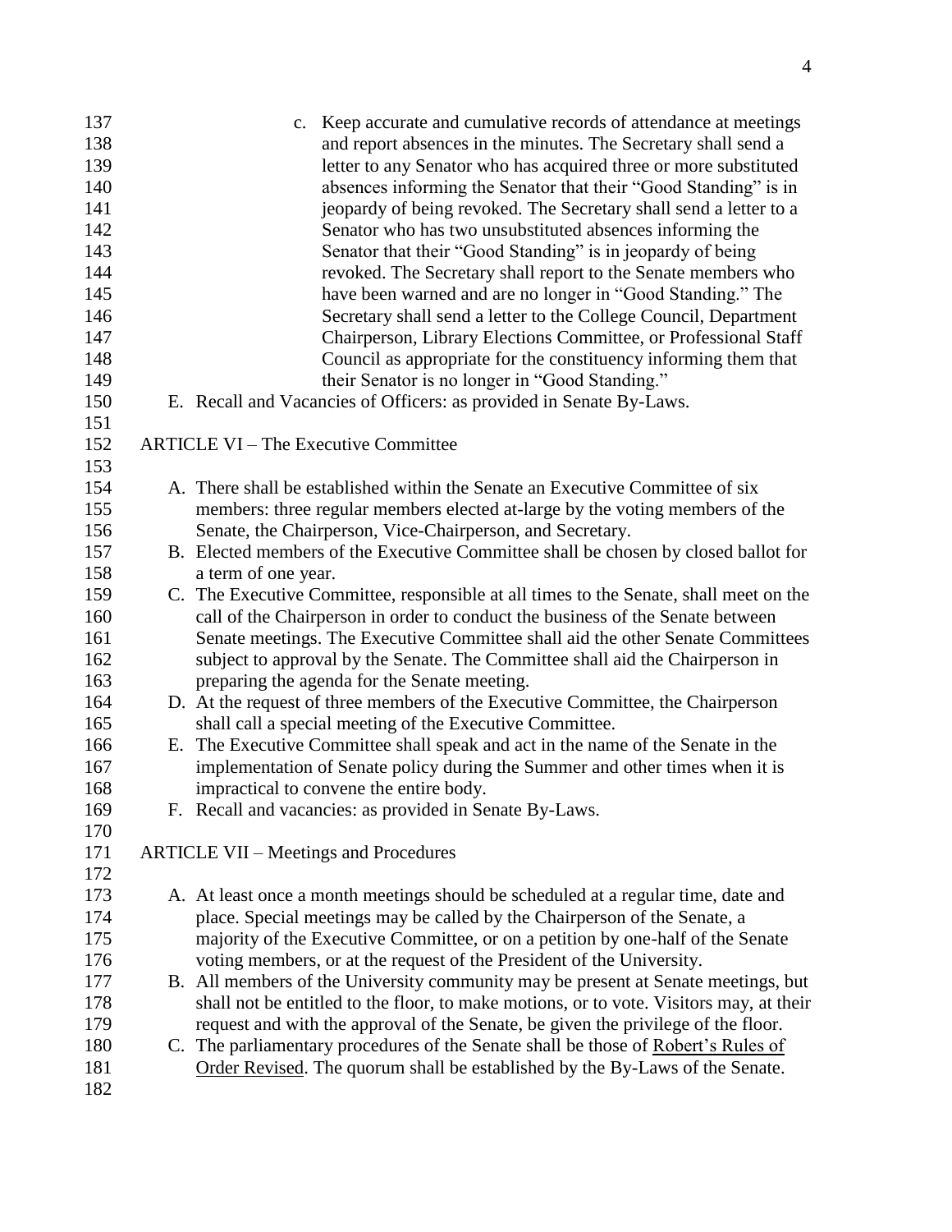c. Keep accurate and cumulative records of attendance at meetings and report absences in the minutes. The Secretary shall send a letter to any Senator who has acquired three or more substituted absences informing the Senator that their "Good Standing" is in jeopardy of being revoked. The Secretary shall send a letter to a Senator who has two unsubstituted absences informing the Senator that their "Good Standing" is in jeopardy of being revoked. The Secretary shall report to the Senate members who have been warned and are no longer in "Good Standing." The Secretary shall send a letter to the College Council, Department Chairperson, Library Elections Committee, or Professional Staff Council as appropriate for the constituency informing them that their Senator is no longer in "Good Standing."

E. Recall and Vacancies of Officers: as provided in Senate By-Laws.

## ARTICLE VI – The Executive Committee

A. There shall be established within the Senate an Executive Committee of six members: three regular members elected at-large by the voting members of the Senate, the Chairperson, Vice-Chairperson, and Secretary.

B. Elected members of the Executive Committee shall be chosen by closed ballot for a term of one year.

C. The Executive Committee, responsible at all times to the Senate, shall meet on the call of the Chairperson in order to conduct the business of the Senate between Senate meetings. The Executive Committee shall aid the other Senate Committees subject to approval by the Senate. The Committee shall aid the Chairperson in preparing the agenda for the Senate meeting.

D. At the request of three members of the Executive Committee, the Chairperson shall call a special meeting of the Executive Committee.

E. The Executive Committee shall speak and act in the name of the Senate in the implementation of Senate policy during the Summer and other times when it is impractical to convene the entire body.

F. Recall and vacancies: as provided in Senate By-Laws.

## ARTICLE VII – Meetings and Procedures

A. At least once a month meetings should be scheduled at a regular time, date and place. Special meetings may be called by the Chairperson of the Senate, a majority of the Executive Committee, or on a petition by one-half of the Senate voting members, or at the request of the President of the University.

B. All members of the University community may be present at Senate meetings, but shall not be entitled to the floor, to make motions, or to vote. Visitors may, at their request and with the approval of the Senate, be given the privilege of the floor.

C. The parliamentary procedures of the Senate shall be those of Robert's Rules of Order Revised. The quorum shall be established by the By-Laws of the Senate.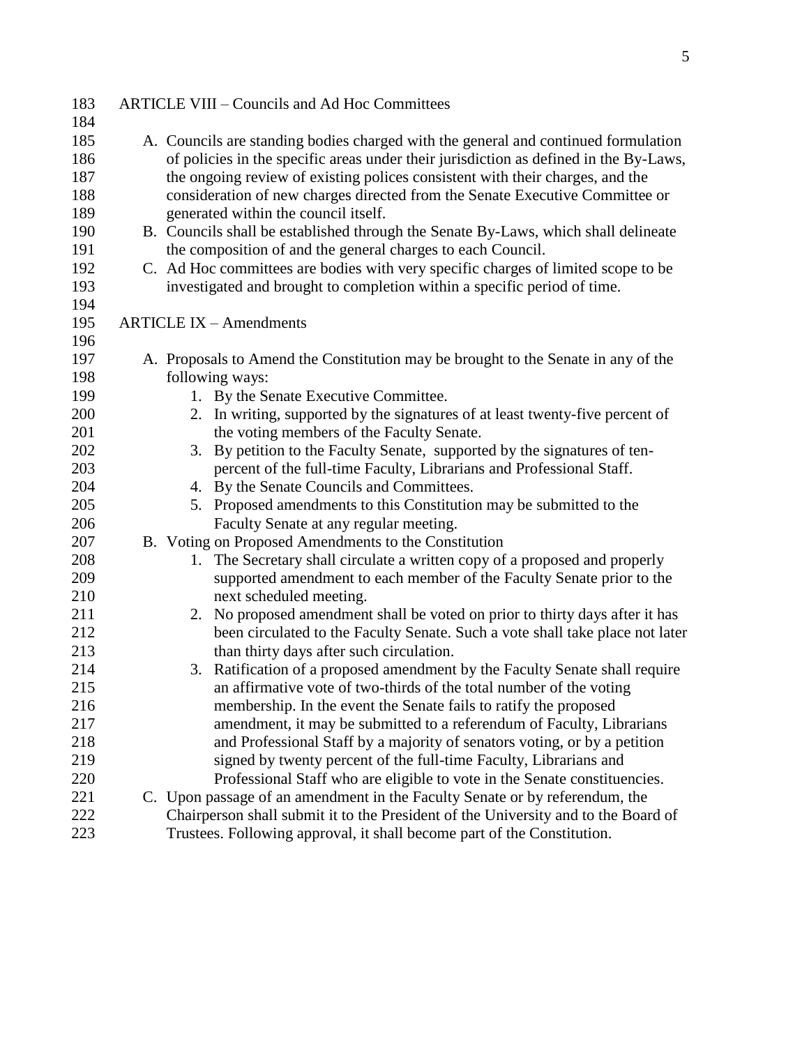## ARTICLE VIII – Councils and Ad Hoc Committees

A. Councils are standing bodies charged with the general and continued formulation of policies in the specific areas under their jurisdiction as defined in the By-Laws, the ongoing review of existing polices consistent with their charges, and the consideration of new charges directed from the Senate Executive Committee or generated within the council itself.
B. Councils shall be established through the Senate By-Laws, which shall delineate the composition of and the general charges to each Council.
C. Ad Hoc committees are bodies with very specific charges of limited scope to be investigated and brought to completion within a specific period of time.

## ARTICLE IX – Amendments

A. Proposals to Amend the Constitution may be brought to the Senate in any of the following ways:
   1. By the Senate Executive Committee.
   2. In writing, supported by the signatures of at least twenty-five percent of the voting members of the Faculty Senate.
   3. By petition to the Faculty Senate, supported by the signatures of ten-percent of the full-time Faculty, Librarians and Professional Staff.
   4. By the Senate Councils and Committees.
   5. Proposed amendments to this Constitution may be submitted to the Faculty Senate at any regular meeting.
B. Voting on Proposed Amendments to the Constitution
   1. The Secretary shall circulate a written copy of a proposed and properly supported amendment to each member of the Faculty Senate prior to the next scheduled meeting.
   2. No proposed amendment shall be voted on prior to thirty days after it has been circulated to the Faculty Senate. Such a vote shall take place not later than thirty days after such circulation.
   3. Ratification of a proposed amendment by the Faculty Senate shall require an affirmative vote of two-thirds of the total number of the voting membership. In the event the Senate fails to ratify the proposed amendment, it may be submitted to a referendum of Faculty, Librarians and Professional Staff by a majority of senators voting, or by a petition signed by twenty percent of the full-time Faculty, Librarians and Professional Staff who are eligible to vote in the Senate constituencies.
C. Upon passage of an amendment in the Faculty Senate or by referendum, the Chairperson shall submit it to the President of the University and to the Board of Trustees. Following approval, it shall become part of the Constitution.